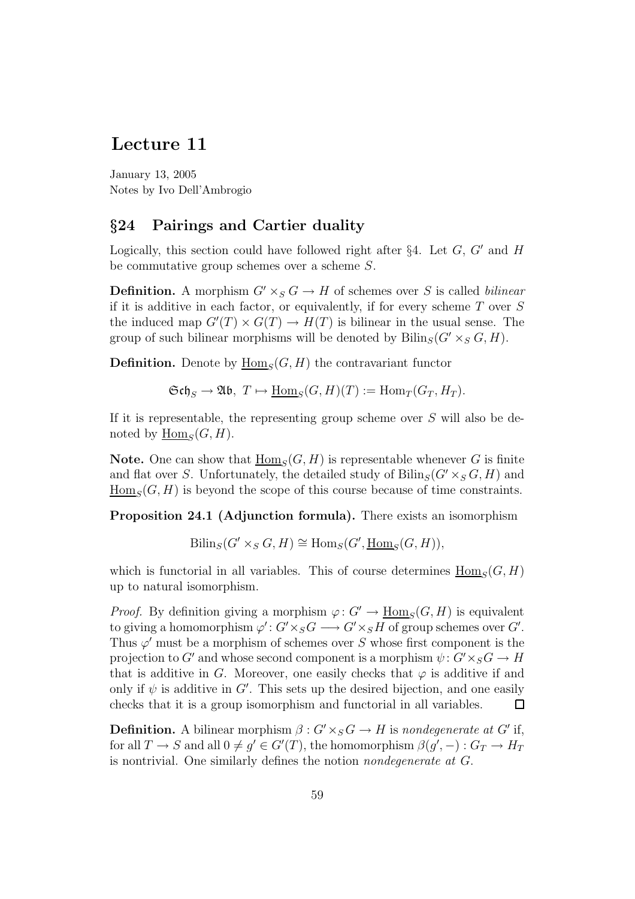# Lecture 11

January 13, 2005
Notes by Ivo Dell'Ambrogio

## §24 Pairings and Cartier duality

Logically, this section could have followed right after §4. Let $G$, $G'$ and $H$ be commutative group schemes over a scheme $S$.

**Definition.** A morphism $G' \times_S G \to H$ of schemes over $S$ is called *bilinear* if it is additive in each factor, or equivalently, if for every scheme $T$ over $S$ the induced map $G'(T) \times G(T) \to H(T)$ is bilinear in the usual sense. The group of such bilinear morphisms will be denoted by $\mathrm{Bilin}_S(G' \times_S G, H)$.

**Definition.** Denote by $\underline{\mathrm{Hom}}_S(G, H)$ the contravariant functor

$$\mathfrak{Sch}_S \to \mathfrak{Ab},\ T \mapsto \underline{\mathrm{Hom}}_S(G, H)(T) := \mathrm{Hom}_T(G_T, H_T).$$

If it is representable, the representing group scheme over $S$ will also be denoted by $\underline{\mathrm{Hom}}_S(G, H)$.

**Note.** One can show that $\underline{\mathrm{Hom}}_S(G, H)$ is representable whenever $G$ is finite and flat over $S$. Unfortunately, the detailed study of $\mathrm{Bilin}_S(G' \times_S G, H)$ and $\underline{\mathrm{Hom}}_S(G, H)$ is beyond the scope of this course because of time constraints.

**Proposition 24.1 (Adjunction formula).** There exists an isomorphism

$$\mathrm{Bilin}_S(G' \times_S G, H) \cong \mathrm{Hom}_S(G', \underline{\mathrm{Hom}}_S(G, H)),$$

which is functorial in all variables. This of course determines $\underline{\mathrm{Hom}}_S(G, H)$ up to natural isomorphism.

*Proof.* By definition giving a morphism $\varphi\colon G' \to \underline{\mathrm{Hom}}_S(G, H)$ is equivalent to giving a homomorphism $\varphi'\colon G' \times_S G \longrightarrow G' \times_S H$ of group schemes over $G'$. Thus $\varphi'$ must be a morphism of schemes over $S$ whose first component is the projection to $G'$ and whose second component is a morphism $\psi\colon G' \times_S G \to H$ that is additive in $G$. Moreover, one easily checks that $\varphi$ is additive if and only if $\psi$ is additive in $G'$. This sets up the desired bijection, and one easily checks that it is a group isomorphism and functorial in all variables. $\square$

**Definition.** A bilinear morphism $\beta : G' \times_S G \to H$ is *nondegenerate at $G'$* if, for all $T \to S$ and all $0 \neq g' \in G'(T)$, the homomorphism $\beta(g', -) : G_T \to H_T$ is nontrivial. One similarly defines the notion *nondegenerate at $G$*.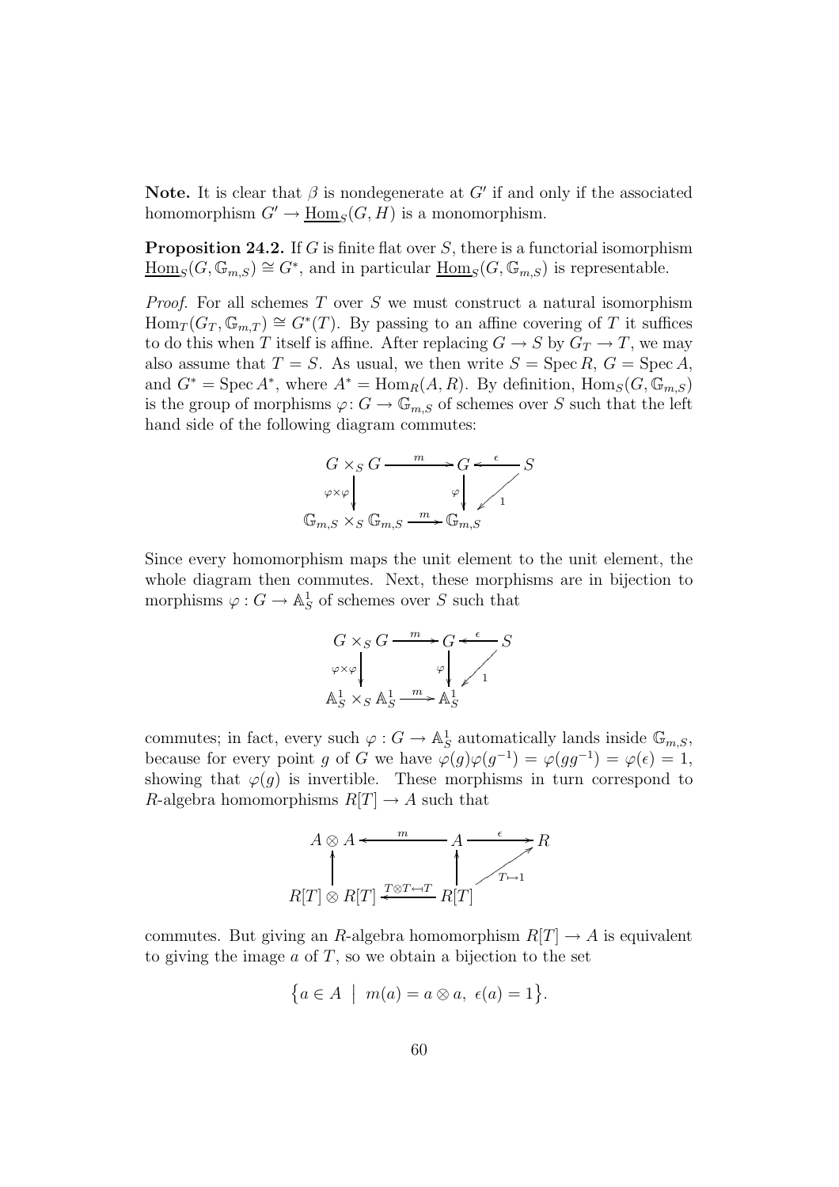**Note.** It is clear that $\beta$ is nondegenerate at $G'$ if and only if the associated homomorphism $G' \to \underline{\mathrm{Hom}}_S(G, H)$ is a monomorphism.

**Proposition 24.2.** *If $G$ is finite flat over $S$, there is a functorial isomorphism $\underline{\mathrm{Hom}}_S(G, \mathbb{G}_{m,S}) \cong G^*$, and in particular $\underline{\mathrm{Hom}}_S(G, \mathbb{G}_{m,S})$ is representable.*

*Proof.* For all schemes $T$ over $S$ we must construct a natural isomorphism $\mathrm{Hom}_T(G_T, \mathbb{G}_{m,T}) \cong G^*(T)$. By passing to an affine covering of $T$ it suffices to do this when $T$ itself is affine. After replacing $G \to S$ by $G_T \to T$, we may also assume that $T = S$. As usual, we then write $S = \mathrm{Spec}\, R$, $G = \mathrm{Spec}\, A$, and $G^* = \mathrm{Spec}\, A^*$, where $A^* = \mathrm{Hom}_R(A, R)$. By definition, $\mathrm{Hom}_S(G, \mathbb{G}_{m,S})$ is the group of morphisms $\varphi \colon G \to \mathbb{G}_{m,S}$ of schemes over $S$ such that the left hand side of the following diagram commutes:

$$\begin{array}{ccccc}
G \times_S G & \xrightarrow{m} & G & \xleftarrow{\epsilon} & S \\
\Big\downarrow{\scriptstyle \varphi\times\varphi} & & \Big\downarrow{\scriptstyle \varphi} & \swarrow{\scriptstyle 1} & \\
\mathbb{G}_{m,S} \times_S \mathbb{G}_{m,S} & \xrightarrow{m} & \mathbb{G}_{m,S} & &
\end{array}$$

Since every homomorphism maps the unit element to the unit element, the whole diagram then commutes. Next, these morphisms are in bijection to morphisms $\varphi : G \to \mathbb{A}^1_S$ of schemes over $S$ such that

$$\begin{array}{ccccc}
G \times_S G & \xrightarrow{m} & G & \xleftarrow{\epsilon} & S \\
\Big\downarrow{\scriptstyle \varphi\times\varphi} & & \Big\downarrow{\scriptstyle \varphi} & \swarrow{\scriptstyle 1} & \\
\mathbb{A}^1_S \times_S \mathbb{A}^1_S & \xrightarrow{m} & \mathbb{A}^1_S & &
\end{array}$$

commutes; in fact, every such $\varphi : G \to \mathbb{A}^1_S$ automatically lands inside $\mathbb{G}_{m,S}$, because for every point $g$ of $G$ we have $\varphi(g)\varphi(g^{-1}) = \varphi(gg^{-1}) = \varphi(\epsilon) = 1$, showing that $\varphi(g)$ is invertible. These morphisms in turn correspond to $R$-algebra homomorphisms $R[T] \to A$ such that

$$\begin{array}{ccccc}
A \otimes A & \xleftarrow{m} & A & \xrightarrow{\epsilon} & R \\
\Big\uparrow & & \Big\uparrow & \nearrow{\scriptstyle T\mapsto 1} & \\
R[T] \otimes R[T] & \xleftarrow{T\otimes T \leftarrow\!\shortmid T} & R[T] & &
\end{array}$$

commutes. But giving an $R$-algebra homomorphism $R[T] \to A$ is equivalent to giving the image $a$ of $T$, so we obtain a bijection to the set

$$\big\{ a \in A \;\big|\; m(a) = a \otimes a,\ \epsilon(a) = 1 \big\}.$$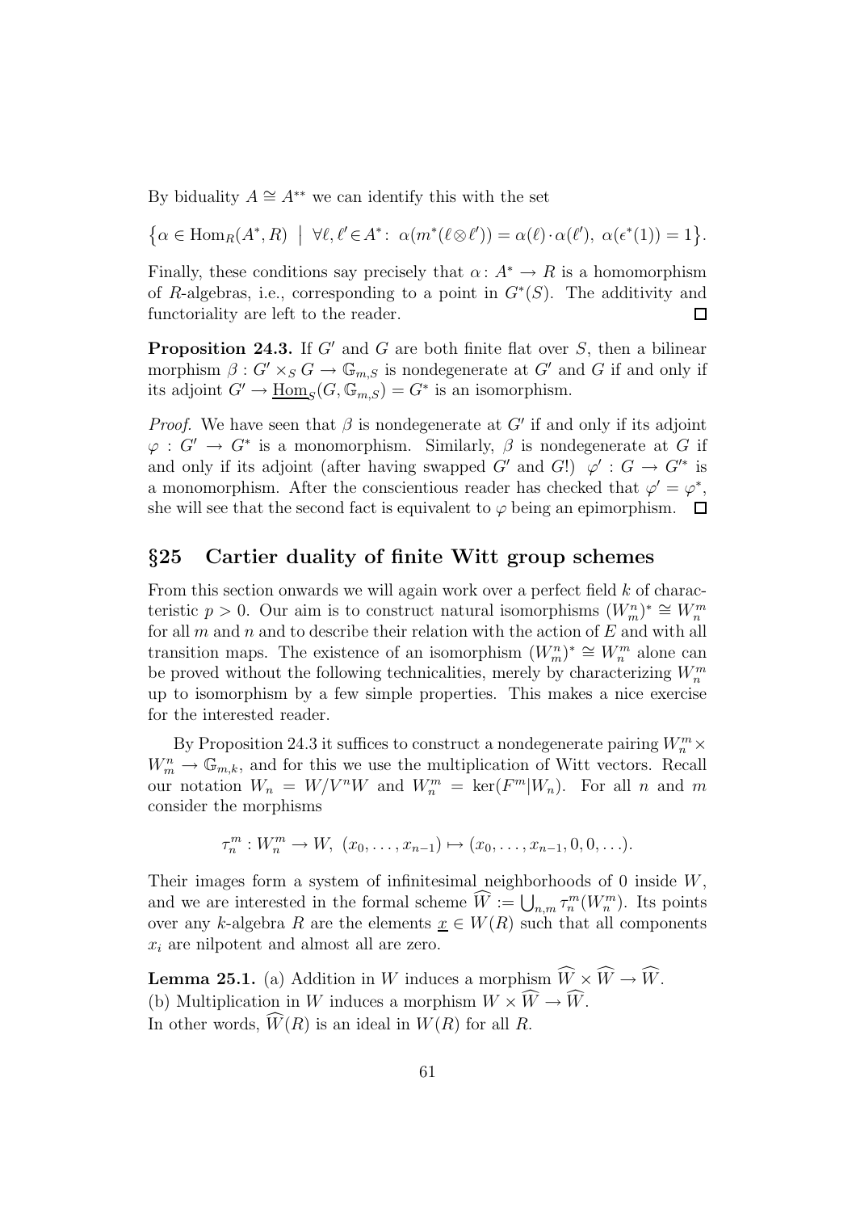By biduality $A \cong A^{**}$ we can identify this with the set

$$\big\{\alpha \in \mathrm{Hom}_R(A^*, R) \;\big|\; \forall \ell, \ell' \in A^* \colon\; \alpha(m^*(\ell \otimes \ell')) = \alpha(\ell) \cdot \alpha(\ell'),\; \alpha(\epsilon^*(1)) = 1\big\}.$$

Finally, these conditions say precisely that $\alpha \colon A^* \to R$ is a homomorphism of $R$-algebras, i.e., corresponding to a point in $G^*(S)$. The additivity and functoriality are left to the reader. $\square$

**Proposition 24.3.** If $G'$ and $G$ are both finite flat over $S$, then a bilinear morphism $\beta : G' \times_S G \to \mathbb{G}_{m,S}$ is nondegenerate at $G'$ and $G$ if and only if its adjoint $G' \to \underline{\mathrm{Hom}}_S(G, \mathbb{G}_{m,S}) = G^*$ is an isomorphism.

*Proof.* We have seen that $\beta$ is nondegenerate at $G'$ if and only if its adjoint $\varphi : G' \to G^*$ is a monomorphism. Similarly, $\beta$ is nondegenerate at $G$ if and only if its adjoint (after having swapped $G'$ and $G$!) $\varphi' : G \to G'^*$ is a monomorphism. After the conscientious reader has checked that $\varphi' = \varphi^*$, she will see that the second fact is equivalent to $\varphi$ being an epimorphism. $\square$

## §25 Cartier duality of finite Witt group schemes

From this section onwards we will again work over a perfect field $k$ of characteristic $p > 0$. Our aim is to construct natural isomorphisms $(W_m^n)^* \cong W_n^m$ for all $m$ and $n$ and to describe their relation with the action of $E$ and with all transition maps. The existence of an isomorphism $(W_m^n)^* \cong W_n^m$ alone can be proved without the following technicalities, merely by characterizing $W_n^m$ up to isomorphism by a few simple properties. This makes a nice exercise for the interested reader.

By Proposition 24.3 it suffices to construct a nondegenerate pairing $W_n^m \times W_m^n \to \mathbb{G}_{m,k}$, and for this we use the multiplication of Witt vectors. Recall our notation $W_n = W/V^nW$ and $W_n^m = \ker(F^m|W_n)$. For all $n$ and $m$ consider the morphisms

$$\tau_n^m : W_n^m \to W,\; (x_0, \ldots, x_{n-1}) \mapsto (x_0, \ldots, x_{n-1}, 0, 0, \ldots).$$

Their images form a system of infinitesimal neighborhoods of 0 inside $W$, and we are interested in the formal scheme $\widehat{W} := \bigcup_{n,m} \tau_n^m(W_n^m)$. Its points over any $k$-algebra $R$ are the elements $\underline{x} \in W(R)$ such that all components $x_i$ are nilpotent and almost all are zero.

**Lemma 25.1.** (a) Addition in $W$ induces a morphism $\widehat{W} \times \widehat{W} \to \widehat{W}$.
(b) Multiplication in $W$ induces a morphism $W \times \widehat{W} \to \widehat{W}$.
In other words, $\widehat{W}(R)$ is an ideal in $W(R)$ for all $R$.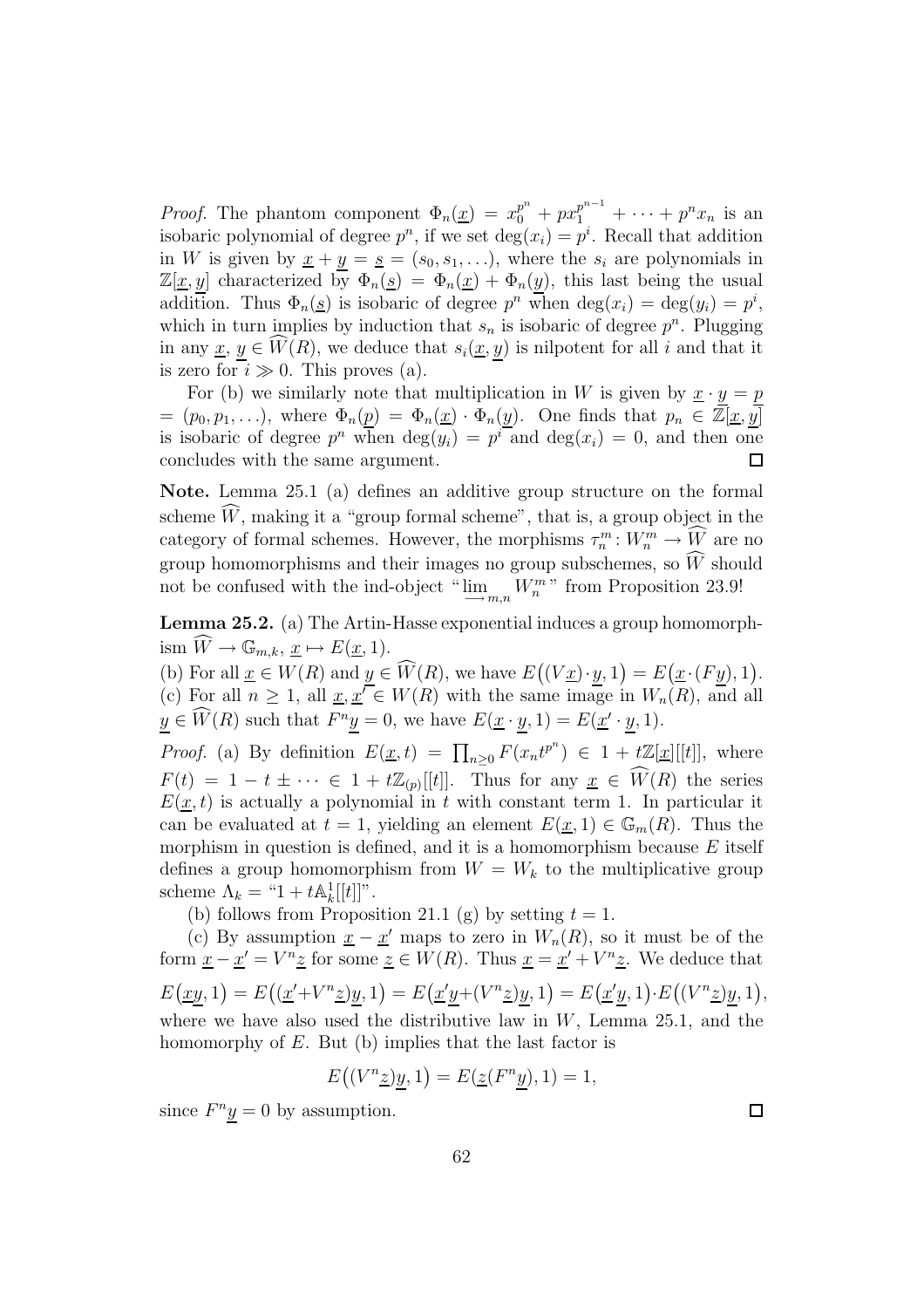*Proof.* The phantom component $\Phi_n(\underline{x}) = x_0^{p^n} + px_1^{p^{n-1}} + \cdots + p^n x_n$ is an isobaric polynomial of degree $p^n$, if we set $\deg(x_i) = p^i$. Recall that addition in $W$ is given by $\underline{x} + \underline{y} = \underline{s} = (s_0, s_1, \ldots)$, where the $s_i$ are polynomials in $\mathbb{Z}[\underline{x}, \underline{y}]$ characterized by $\Phi_n(\underline{s}) = \Phi_n(\underline{x}) + \Phi_n(\underline{y})$, this last being the usual addition. Thus $\Phi_n(\underline{s})$ is isobaric of degree $p^n$ when $\deg(x_i) = \deg(y_i) = p^i$, which in turn implies by induction that $s_n$ is isobaric of degree $p^n$. Plugging in any $\underline{x}, \underline{y} \in \widehat{W}(R)$, we deduce that $s_i(\underline{x}, \underline{y})$ is nilpotent for all $i$ and that it is zero for $i \gg 0$. This proves (a).

For (b) we similarly note that multiplication in $W$ is given by $\underline{x} \cdot \underline{y} = \underline{p} = (p_0, p_1, \ldots)$, where $\Phi_n(\underline{p}) = \Phi_n(\underline{x}) \cdot \Phi_n(\underline{y})$. One finds that $p_n \in \mathbb{Z}[\underline{x}, \underline{y}]$ is isobaric of degree $p^n$ when $\deg(y_i) = p^i$ and $\deg(x_i) = 0$, and then one concludes with the same argument. $\square$

**Note.** Lemma 25.1 (a) defines an additive group structure on the formal scheme $\widehat{W}$, making it a "group formal scheme", that is, a group object in the category of formal schemes. However, the morphisms $\tau_n^m \colon W_n^m \to \widehat{W}$ are no group homomorphisms and their images no group subschemes, so $\widehat{W}$ should not be confused with the ind-object "$\varinjlim_{m,n} W_n^m$" from Proposition 23.9!

**Lemma 25.2.** (a) The Artin-Hasse exponential induces a group homomorphism $\widehat{W} \to \mathbb{G}_{m,k}$, $\underline{x} \mapsto E(\underline{x}, 1)$.
(b) For all $\underline{x} \in W(R)$ and $\underline{y} \in \widehat{W}(R)$, we have $E\big((V\underline{x}) \cdot \underline{y}, 1\big) = E\big(\underline{x} \cdot (F\underline{y}), 1\big)$.
(c) For all $n \geq 1$, all $\underline{x}, \underline{x}' \in W(R)$ with the same image in $W_n(R)$, and all $\underline{y} \in \widehat{W}(R)$ such that $F^n\underline{y} = 0$, we have $E(\underline{x} \cdot \underline{y}, 1) = E(\underline{x}' \cdot \underline{y}, 1)$.

*Proof.* (a) By definition $E(\underline{x}, t) = \prod_{n \geq 0} F(x_n t^{p^n}) \in 1 + t\mathbb{Z}[\underline{x}][[t]]$, where $F(t) = 1 - t \pm \cdots \in 1 + t\mathbb{Z}_{(p)}[[t]]$. Thus for any $\underline{x} \in \widehat{W}(R)$ the series $E(\underline{x}, t)$ is actually a polynomial in $t$ with constant term 1. In particular it can be evaluated at $t = 1$, yielding an element $E(\underline{x}, 1) \in \mathbb{G}_m(R)$. Thus the morphism in question is defined, and it is a homomorphism because $E$ itself defines a group homomorphism from $W = W_k$ to the multiplicative group scheme $\Lambda_k =$ "$1 + t\mathbb{A}_k^1[[t]]$".

(b) follows from Proposition 21.1 (g) by setting $t = 1$.

(c) By assumption $\underline{x} - \underline{x}'$ maps to zero in $W_n(R)$, so it must be of the form $\underline{x} - \underline{x}' = V^n\underline{z}$ for some $\underline{z} \in W(R)$. Thus $\underline{x} = \underline{x}' + V^n\underline{z}$. We deduce that

$$E\big(\underline{x}\underline{y}, 1\big) = E\big((\underline{x}' + V^n\underline{z})\underline{y}, 1\big) = E\big(\underline{x}'\underline{y} + (V^n\underline{z})\underline{y}, 1\big) = E\big(\underline{x}'\underline{y}, 1\big) \cdot E\big((V^n\underline{z})\underline{y}, 1\big),$$

where we have also used the distributive law in $W$, Lemma 25.1, and the homomorphy of $E$. But (b) implies that the last factor is

$$E\big((V^n\underline{z})\underline{y}, 1\big) = E(\underline{z}(F^n\underline{y}), 1) = 1,$$

since $F^n\underline{y} = 0$ by assumption. $\square$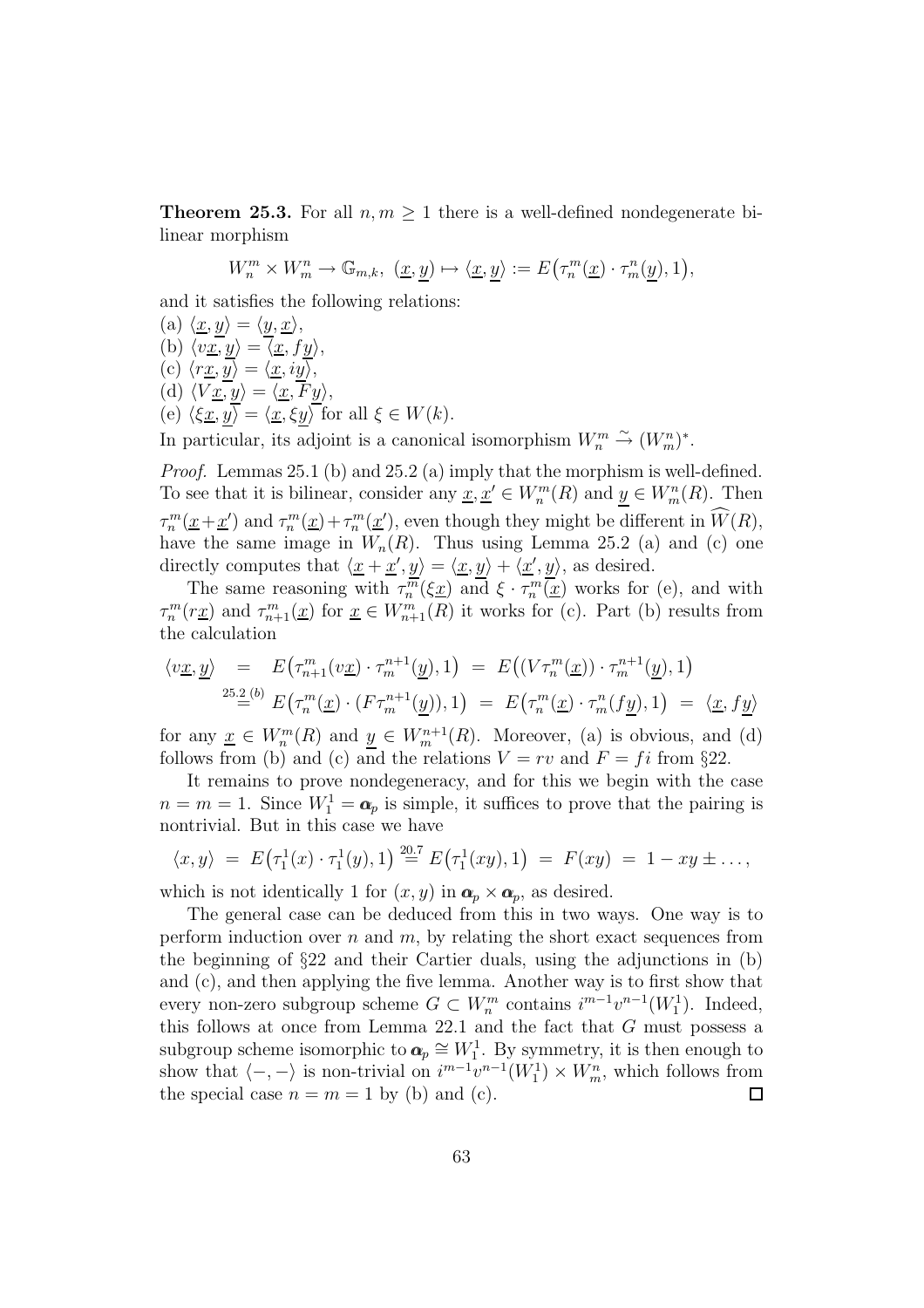**Theorem 25.3.** For all $n, m \geq 1$ there is a well-defined nondegenerate bilinear morphism

$$W_n^m \times W_m^n \to \mathbb{G}_{m,k},\ (\underline{x}, \underline{y}) \mapsto \langle \underline{x}, \underline{y} \rangle := E\big(\tau_n^m(\underline{x}) \cdot \tau_m^n(\underline{y}), 1\big),$$

and it satisfies the following relations:

(a) $\langle \underline{x}, \underline{y} \rangle = \langle \underline{y}, \underline{x} \rangle$,
(b) $\langle v\underline{x}, \underline{y} \rangle = \langle \underline{x}, f\underline{y} \rangle$,
(c) $\langle r\underline{x}, \underline{y} \rangle = \langle \underline{x}, i\underline{y} \rangle$,
(d) $\langle V\underline{x}, \underline{y} \rangle = \langle \underline{x}, F\underline{y} \rangle$,
(e) $\langle \xi\underline{x}, \underline{y} \rangle = \langle \underline{x}, \xi\underline{y} \rangle$ for all $\xi \in W(k)$.

In particular, its adjoint is a canonical isomorphism $W_n^m \xrightarrow{\sim} (W_m^n)^*$.

*Proof.* Lemmas 25.1 (b) and 25.2 (a) imply that the morphism is well-defined. To see that it is bilinear, consider any $\underline{x}, \underline{x}' \in W_n^m(R)$ and $\underline{y} \in W_m^n(R)$. Then $\tau_n^m(\underline{x}+\underline{x}')$ and $\tau_n^m(\underline{x})+\tau_n^m(\underline{x}')$, even though they might be different in $\widehat{W}(R)$, have the same image in $W_n(R)$. Thus using Lemma 25.2 (a) and (c) one directly computes that $\langle \underline{x}+\underline{x}', \underline{y} \rangle = \langle \underline{x}, \underline{y} \rangle + \langle \underline{x}', \underline{y} \rangle$, as desired.

The same reasoning with $\tau_n^m(\xi\underline{x})$ and $\xi \cdot \tau_n^m(\underline{x})$ works for (e), and with $\tau_n^m(r\underline{x})$ and $\tau_{n+1}^m(\underline{x})$ for $\underline{x} \in W_{n+1}^m(R)$ it works for (c). Part (b) results from the calculation

$$\begin{aligned}
\langle v\underline{x}, \underline{y} \rangle \;&=\; E\big(\tau_{n+1}^m(v\underline{x}) \cdot \tau_m^{n+1}(\underline{y}), 1\big) \;=\; E\big((V\tau_n^m(\underline{x})) \cdot \tau_m^{n+1}(\underline{y}), 1\big) \\
&\overset{25.2\,(b)}{=} E\big(\tau_n^m(\underline{x}) \cdot (F\tau_m^{n+1}(\underline{y})), 1\big) \;=\; E\big(\tau_n^m(\underline{x}) \cdot \tau_m^n(f\underline{y}), 1\big) \;=\; \langle \underline{x}, f\underline{y} \rangle
\end{aligned}$$

for any $\underline{x} \in W_n^m(R)$ and $\underline{y} \in W_m^{n+1}(R)$. Moreover, (a) is obvious, and (d) follows from (b) and (c) and the relations $V = rv$ and $F = fi$ from §22.

It remains to prove nondegeneracy, and for this we begin with the case $n = m = 1$. Since $W_1^1 = \boldsymbol{\alpha}_p$ is simple, it suffices to prove that the pairing is nontrivial. But in this case we have

$$\langle x, y \rangle \;=\; E\big(\tau_1^1(x) \cdot \tau_1^1(y), 1\big) \overset{20.7}{=} E\big(\tau_1^1(xy), 1\big) \;=\; F(xy) \;=\; 1 - xy \pm \ldots,$$

which is not identically 1 for $(x, y)$ in $\boldsymbol{\alpha}_p \times \boldsymbol{\alpha}_p$, as desired.

The general case can be deduced from this in two ways. One way is to perform induction over $n$ and $m$, by relating the short exact sequences from the beginning of §22 and their Cartier duals, using the adjunctions in (b) and (c), and then applying the five lemma. Another way is to first show that every non-zero subgroup scheme $G \subset W_n^m$ contains $i^{m-1}v^{n-1}(W_1^1)$. Indeed, this follows at once from Lemma 22.1 and the fact that $G$ must possess a subgroup scheme isomorphic to $\boldsymbol{\alpha}_p \cong W_1^1$. By symmetry, it is then enough to show that $\langle -, - \rangle$ is non-trivial on $i^{m-1}v^{n-1}(W_1^1) \times W_m^n$, which follows from the special case $n = m = 1$ by (b) and (c). $\square$